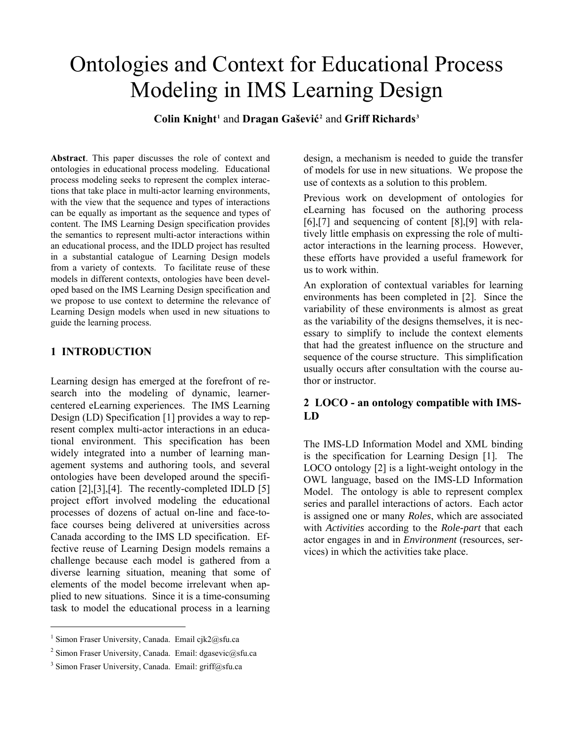# Ontologies and Context for Educational Process Modeling in IMS Learning Design

**Colin Knight**[1] and **Dragan Gašević**[2] and **Griff Richards**[3]

**Abstract**. This paper discusses the role of context and ontologies in educational process modeling. Educational process modeling seeks to represent the complex interactions that take place in multi-actor learning environments, with the view that the sequence and types of interactions can be equally as important as the sequence and types of content. The IMS Learning Design specification provides the semantics to represent multi-actor interactions within an educational process, and the IDLD project has resulted in a substantial catalogue of Learning Design models from a variety of contexts. To facilitate reuse of these models in different contexts, ontologies have been developed based on the IMS Learning Design specification and we propose to use context to determine the relevance of Learning Design models when used in new situations to guide the learning process.

## 1 INTRODUCTION

Learning design has emerged at the forefront of research into the modeling of dynamic, learner-centered eLearning experiences. The IMS Learning Design (LD) Specification [1] provides a way to represent complex multi-actor interactions in an educational environment. This specification has been widely integrated into a number of learning management systems and authoring tools, and several ontologies have been developed around the specification [2],[3],[4]. The recently-completed IDLD [5] project effort involved modeling the educational processes of dozens of actual on-line and face-to-face courses being delivered at universities across Canada according to the IMS LD specification. Effective reuse of Learning Design models remains a challenge because each model is gathered from a diverse learning situation, meaning that some of elements of the model become irrelevant when applied to new situations. Since it is a time-consuming task to model the educational process in a learning design, a mechanism is needed to guide the transfer of models for use in new situations. We propose the use of contexts as a solution to this problem.

Previous work on development of ontologies for eLearning has focused on the authoring process [6],[7] and sequencing of content [8],[9] with relatively little emphasis on expressing the role of multi-actor interactions in the learning process. However, these efforts have provided a useful framework for us to work within.

An exploration of contextual variables for learning environments has been completed in [2]. Since the variability of these environments is almost as great as the variability of the designs themselves, it is necessary to simplify to include the context elements that had the greatest influence on the structure and sequence of the course structure. This simplification usually occurs after consultation with the course author or instructor.

## 2 LOCO - an ontology compatible with IMS-LD

The IMS-LD Information Model and XML binding is the specification for Learning Design [1]. The LOCO ontology [2] is a light-weight ontology in the OWL language, based on the IMS-LD Information Model. The ontology is able to represent complex series and parallel interactions of actors. Each actor is assigned one or many *Roles*, which are associated with *Activities* according to the *Role-part* that each actor engages in and in *Environment* (resources, services) in which the activities take place.

---

[1] Simon Fraser University, Canada. Email cjk2@sfu.ca

[2] Simon Fraser University, Canada. Email: dgasevic@sfu.ca

[3] Simon Fraser University, Canada. Email: griff@sfu.ca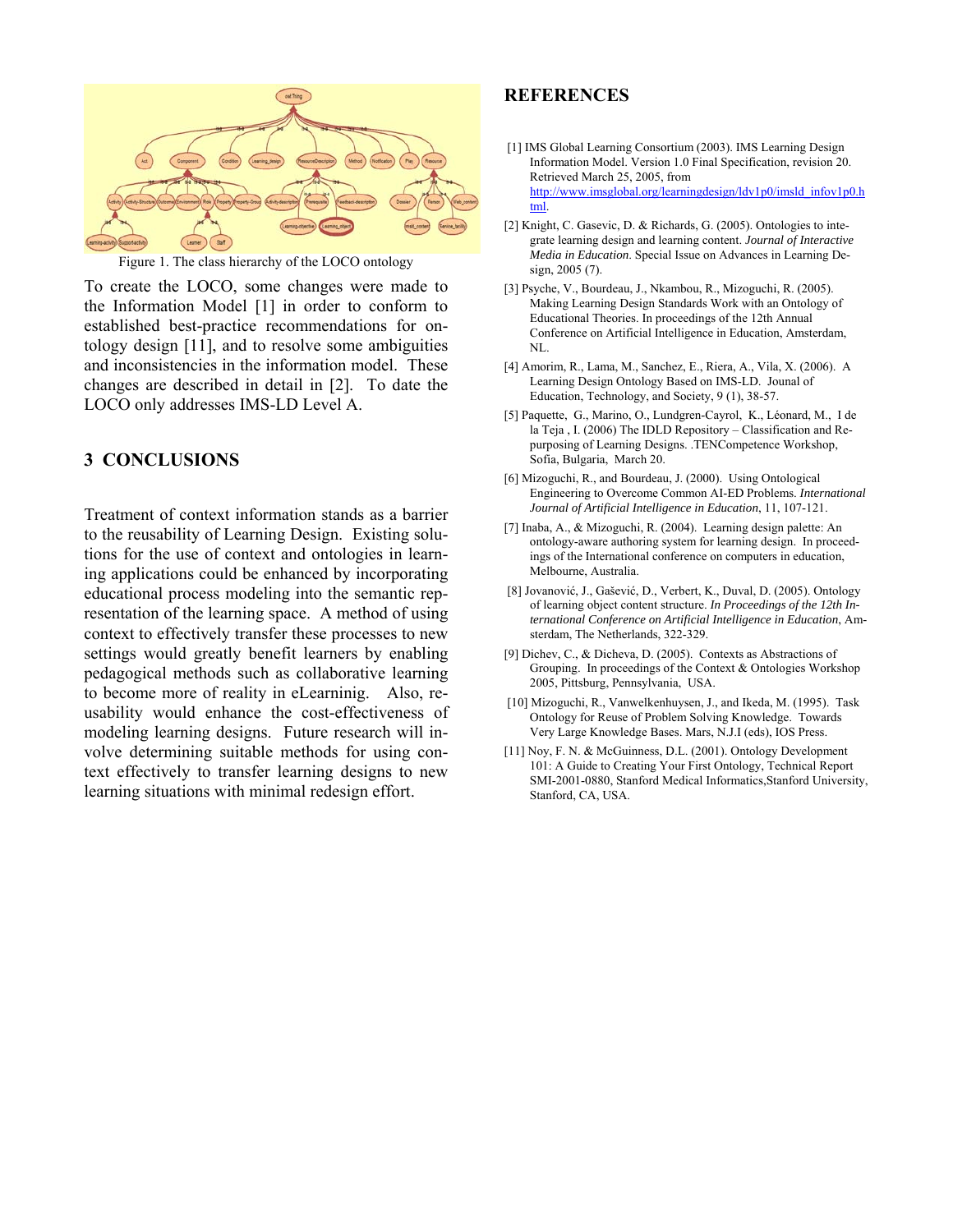Figure 1. The class hierarchy of the LOCO ontology

To create the LOCO, some changes were made to the Information Model [1] in order to conform to established best-practice recommendations for ontology design [11], and to resolve some ambiguities and inconsistencies in the information model. These changes are described in detail in [2]. To date the LOCO only addresses IMS-LD Level A.

## 3 CONCLUSIONS

Treatment of context information stands as a barrier to the reusability of Learning Design. Existing solutions for the use of context and ontologies in learning applications could be enhanced by incorporating educational process modeling into the semantic representation of the learning space. A method of using context to effectively transfer these processes to new settings would greatly benefit learners by enabling pedagogical methods such as collaborative learning to become more of reality in eLearninig. Also, reusability would enhance the cost-effectiveness of modeling learning designs. Future research will involve determining suitable methods for using context effectively to transfer learning designs to new learning situations with minimal redesign effort.

## REFERENCES

[1] IMS Global Learning Consortium (2003). IMS Learning Design Information Model. Version 1.0 Final Specification, revision 20. Retrieved March 25, 2005, from http://www.imsglobal.org/learningdesign/ldv1p0/imsld_infov1p0.html.

[2] Knight, C. Gasevic, D. & Richards, G. (2005). Ontologies to integrate learning design and learning content. *Journal of Interactive Media in Education*. Special Issue on Advances in Learning Design, 2005 (7).

[3] Psyche, V., Bourdeau, J., Nkambou, R., Mizoguchi, R. (2005). Making Learning Design Standards Work with an Ontology of Educational Theories. In proceedings of the 12th Annual Conference on Artificial Intelligence in Education, Amsterdam, NL.

[4] Amorim, R., Lama, M., Sanchez, E., Riera, A., Vila, X. (2006). A Learning Design Ontology Based on IMS-LD. Jounal of Education, Technology, and Society, 9 (1), 38-57.

[5] Paquette, G., Marino, O., Lundgren-Cayrol, K., Léonard, M., I de la Teja , I. (2006) The IDLD Repository – Classification and Repurposing of Learning Designs. .TENCompetence Workshop, Sofia, Bulgaria, March 20.

[6] Mizoguchi, R., and Bourdeau, J. (2000). Using Ontological Engineering to Overcome Common AI-ED Problems. *International Journal of Artificial Intelligence in Education*, 11, 107-121.

[7] Inaba, A., & Mizoguchi, R. (2004). Learning design palette: An ontology-aware authoring system for learning design. In proceedings of the International conference on computers in education, Melbourne, Australia.

[8] Jovanović, J., Gašević, D., Verbert, K., Duval, D. (2005). Ontology of learning object content structure. *In Proceedings of the 12th International Conference on Artificial Intelligence in Education*, Amsterdam, The Netherlands, 322-329.

[9] Dichev, C., & Dicheva, D. (2005). Contexts as Abstractions of Grouping. In proceedings of the Context & Ontologies Workshop 2005, Pittsburg, Pennsylvania, USA.

[10] Mizoguchi, R., Vanwelkenhuysen, J., and Ikeda, M. (1995). Task Ontology for Reuse of Problem Solving Knowledge. Towards Very Large Knowledge Bases. Mars, N.J.I (eds), IOS Press.

[11] Noy, F. N. & McGuinness, D.L. (2001). Ontology Development 101: A Guide to Creating Your First Ontology, Technical Report SMI-2001-0880, Stanford Medical Informatics,Stanford University, Stanford, CA, USA.